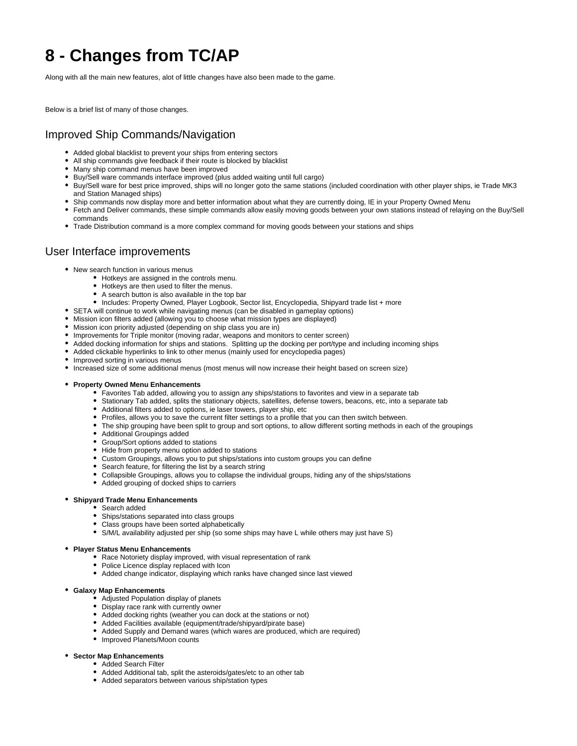# 8 - Changes from TC/AP

Along with all the main new features, alot of little changes have also been made to the game.

Below is a brief list of many of those changes.

## Improved Ship Commands/Navigation

- Added global blacklist to prevent your ships from entering sectors
- All ship commands give feedback if their route is blocked by blacklist
- Many ship command menus have been improved
- Buy/Sell ware commands interface improved (plus added waiting until full cargo)
- Buy/Sell ware for best price improved, ships will no longer goto the same stations (included coordination with other player ships, ie Trade MK3 and Station Managed ships)
- Ship commands now display more and better information about what they are currently doing, IE in your Property Owned Menu
- Fetch and Deliver commands, these simple commands allow easily moving goods between your own stations instead of relaying on the Buy/Sell commands
- Trade Distribution command is a more complex command for moving goods between your stations and ships

## User Interface improvements

- New search function in various menus
  - Hotkeys are assigned in the controls menu.
  - Hotkeys are then used to filter the menus.
  - A search button is also available in the top bar
  - Includes: Property Owned, Player Logbook, Sector list, Encyclopedia, Shipyard trade list + more
- SETA will continue to work while navigating menus (can be disabled in gameplay options)
- Mission icon filters added (allowing you to choose what mission types are displayed)
- Mission icon priority adjusted (depending on ship class you are in)
- Improvements for Triple monitor (moving radar, weapons and monitors to center screen)
- Added docking information for ships and stations. Splitting up the docking per port/type and including incoming ships
- Added clickable hyperlinks to link to other menus (mainly used for encyclopedia pages)
- Improved sorting in various menus
- Increased size of some additional menus (most menus will now increase their height based on screen size)

- **Property Owned Menu Enhancements**
  - Favorites Tab added, allowing you to assign any ships/stations to favorites and view in a separate tab
  - Stationary Tab added, splits the stationary objects, satellites, defense towers, beacons, etc, into a separate tab
  - Additional filters added to options, ie laser towers, player ship, etc
  - Profiles, allows you to save the current filter settings to a profile that you can then switch between.
  - The ship grouping have been split to group and sort options, to allow different sorting methods in each of the groupings
  - Additional Groupings added
  - Group/Sort options added to stations
  - Hide from property menu option added to stations
  - Custom Groupings, allows you to put ships/stations into custom groups you can define
  - Search feature, for filtering the list by a search string
  - Collapsible Groupings, allows you to collapse the individual groups, hiding any of the ships/stations
  - Added grouping of docked ships to carriers

- **Shipyard Trade Menu Enhancements**
  - Search added
  - Ships/stations separated into class groups
  - Class groups have been sorted alphabetically
  - S/M/L availability adjusted per ship (so some ships may have L while others may just have S)

- **Player Status Menu Enhancements**
  - Race Notoriety display improved, with visual representation of rank
  - Police Licence display replaced with Icon
  - Added change indicator, displaying which ranks have changed since last viewed

- **Galaxy Map Enhancements**
  - Adjusted Population display of planets
  - Display race rank with currently owner
  - Added docking rights (weather you can dock at the stations or not)
  - Added Facilities available (equipment/trade/shipyard/pirate base)
  - Added Supply and Demand wares (which wares are produced, which are required)
  - Improved Planets/Moon counts

- **Sector Map Enhancements**
  - Added Search Filter
  - Added Additional tab, split the asteroids/gates/etc to an other tab
  - Added separators between various ship/station types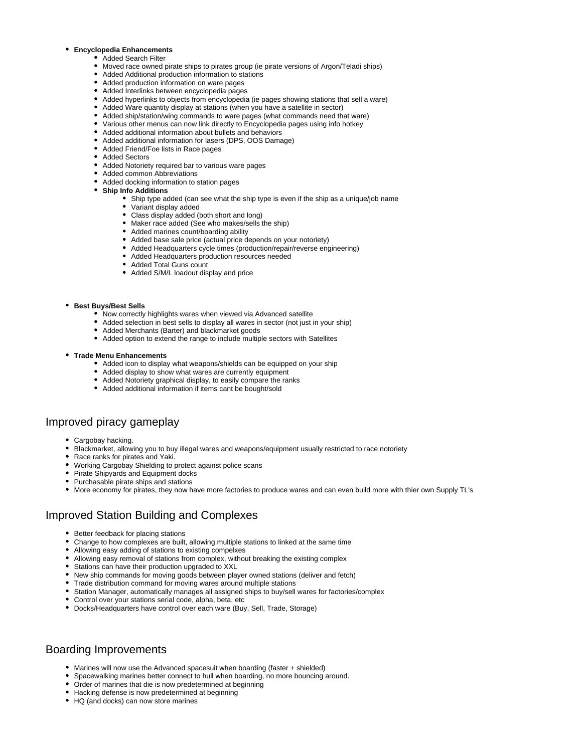- **Encyclopedia Enhancements**
    - Added Search Filter
    - Moved race owned pirate ships to pirates group (ie pirate versions of Argon/Teladi ships)
    - Added Additional production information to stations
    - Added production information on ware pages
    - Added Interlinks between encyclopedia pages
    - Added hyperlinks to objects from encyclopedia (ie pages showing stations that sell a ware)
    - Added Ware quantity display at stations (when you have a satellite in sector)
    - Added ship/station/wing commands to ware pages (what commands need that ware)
    - Various other menus can now link directly to Encyclopedia pages using info hotkey
    - Added additional information about bullets and behaviors
    - Added additional information for lasers (DPS, OOS Damage)
    - Added Friend/Foe lists in Race pages
    - Added Sectors
    - Added Notoriety required bar to various ware pages
    - Added common Abbreviations
    - Added docking information to station pages
    - **Ship Info Additions**
        - Ship type added (can see what the ship type is even if the ship as a unique/job name
        - Variant display added
        - Class display added (both short and long)
        - Maker race added (See who makes/sells the ship)
        - Added marines count/boarding ability
        - Added base sale price (actual price depends on your notoriety)
        - Added Headquarters cycle times (production/repair/reverse engineering)
        - Added Headquarters production resources needed
        - Added Total Guns count
        - Added S/M/L loadout display and price

- **Best Buys/Best Sells**
    - Now correctly highlights wares when viewed via Advanced satellite
    - Added selection in best sells to display all wares in sector (not just in your ship)
    - Added Merchants (Barter) and blackmarket goods
    - Added option to extend the range to include multiple sectors with Satellites

- **Trade Menu Enhancements**
    - Added icon to display what weapons/shields can be equipped on your ship
    - Added display to show what wares are currently equipment
    - Added Notoriety graphical display, to easily compare the ranks
    - Added additional information if items cant be bought/sold

## Improved piracy gameplay

- Cargobay hacking.
- Blackmarket, allowing you to buy illegal wares and weapons/equipment usually restricted to race notoriety
- Race ranks for pirates and Yaki.
- Working Cargobay Shielding to protect against police scans
- Pirate Shipyards and Equipment docks
- Purchasable pirate ships and stations
- More economy for pirates, they now have more factories to produce wares and can even build more with thier own Supply TL's

## Improved Station Building and Complexes

- Better feedback for placing stations
- Change to how complexes are built, allowing multiple stations to linked at the same time
- Allowing easy adding of stations to existing compelxes
- Allowing easy removal of stations from complex, without breaking the existing complex
- Stations can have their production upgraded to XXL
- New ship commands for moving goods between player owned stations (deliver and fetch)
- Trade distribution command for moving wares around multiple stations
- Station Manager, automatically manages all assigned ships to buy/sell wares for factories/complex
- Control over your stations serial code, alpha, beta, etc
- Docks/Headquarters have control over each ware (Buy, Sell, Trade, Storage)

## Boarding Improvements

- Marines will now use the Advanced spacesuit when boarding (faster + shielded)
- Spacewalking marines better connect to hull when boarding, no more bouncing around.
- Order of marines that die is now predetermined at beginning
- Hacking defense is now predetermined at beginning
- HQ (and docks) can now store marines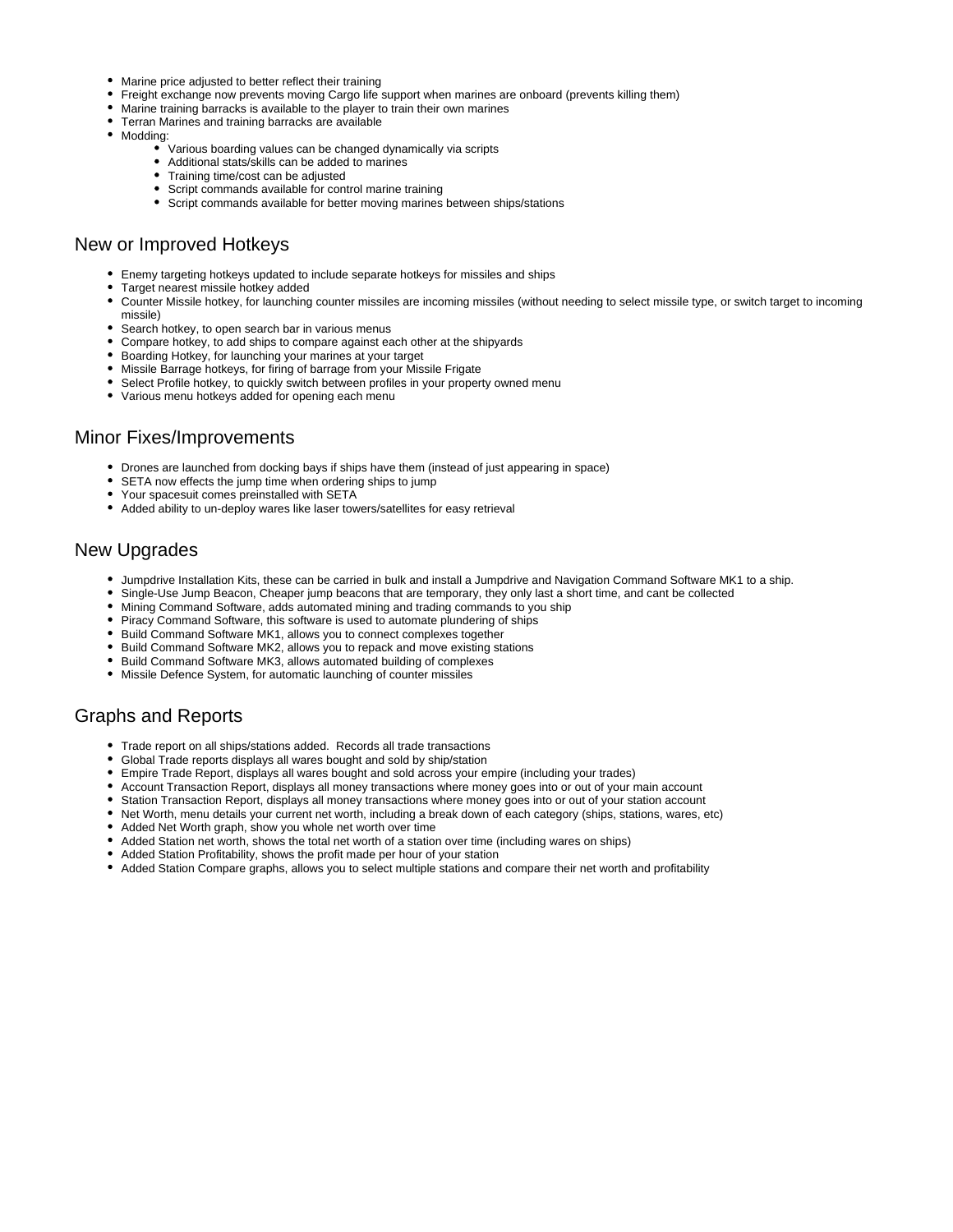- Marine price adjusted to better reflect their training
- Freight exchange now prevents moving Cargo life support when marines are onboard (prevents killing them)
- Marine training barracks is available to the player to train their own marines
- Terran Marines and training barracks are available
- Modding:
  - Various boarding values can be changed dynamically via scripts
  - Additional stats/skills can be added to marines
  - Training time/cost can be adjusted
  - Script commands available for control marine training
  - Script commands available for better moving marines between ships/stations

## New or Improved Hotkeys

- Enemy targeting hotkeys updated to include separate hotkeys for missiles and ships
- Target nearest missile hotkey added
- Counter Missile hotkey, for launching counter missiles are incoming missiles (without needing to select missile type, or switch target to incoming missile)
- Search hotkey, to open search bar in various menus
- Compare hotkey, to add ships to compare against each other at the shipyards
- Boarding Hotkey, for launching your marines at your target
- Missile Barrage hotkeys, for firing of barrage from your Missile Frigate
- Select Profile hotkey, to quickly switch between profiles in your property owned menu
- Various menu hotkeys added for opening each menu

## Minor Fixes/Improvements

- Drones are launched from docking bays if ships have them (instead of just appearing in space)
- SETA now effects the jump time when ordering ships to jump
- Your spacesuit comes preinstalled with SETA
- Added ability to un-deploy wares like laser towers/satellites for easy retrieval

## New Upgrades

- Jumpdrive Installation Kits, these can be carried in bulk and install a Jumpdrive and Navigation Command Software MK1 to a ship.
- Single-Use Jump Beacon, Cheaper jump beacons that are temporary, they only last a short time, and cant be collected
- Mining Command Software, adds automated mining and trading commands to you ship
- Piracy Command Software, this software is used to automate plundering of ships
- Build Command Software MK1, allows you to connect complexes together
- Build Command Software MK2, allows you to repack and move existing stations
- Build Command Software MK3, allows automated building of complexes
- Missile Defence System, for automatic launching of counter missiles

## Graphs and Reports

- Trade report on all ships/stations added. Records all trade transactions
- Global Trade reports displays all wares bought and sold by ship/station
- Empire Trade Report, displays all wares bought and sold across your empire (including your trades)
- Account Transaction Report, displays all money transactions where money goes into or out of your main account
- Station Transaction Report, displays all money transactions where money goes into or out of your station account
- Net Worth, menu details your current net worth, including a break down of each category (ships, stations, wares, etc)
- Added Net Worth graph, show you whole net worth over time
- Added Station net worth, shows the total net worth of a station over time (including wares on ships)
- Added Station Profitability, shows the profit made per hour of your station
- Added Station Compare graphs, allows you to select multiple stations and compare their net worth and profitability